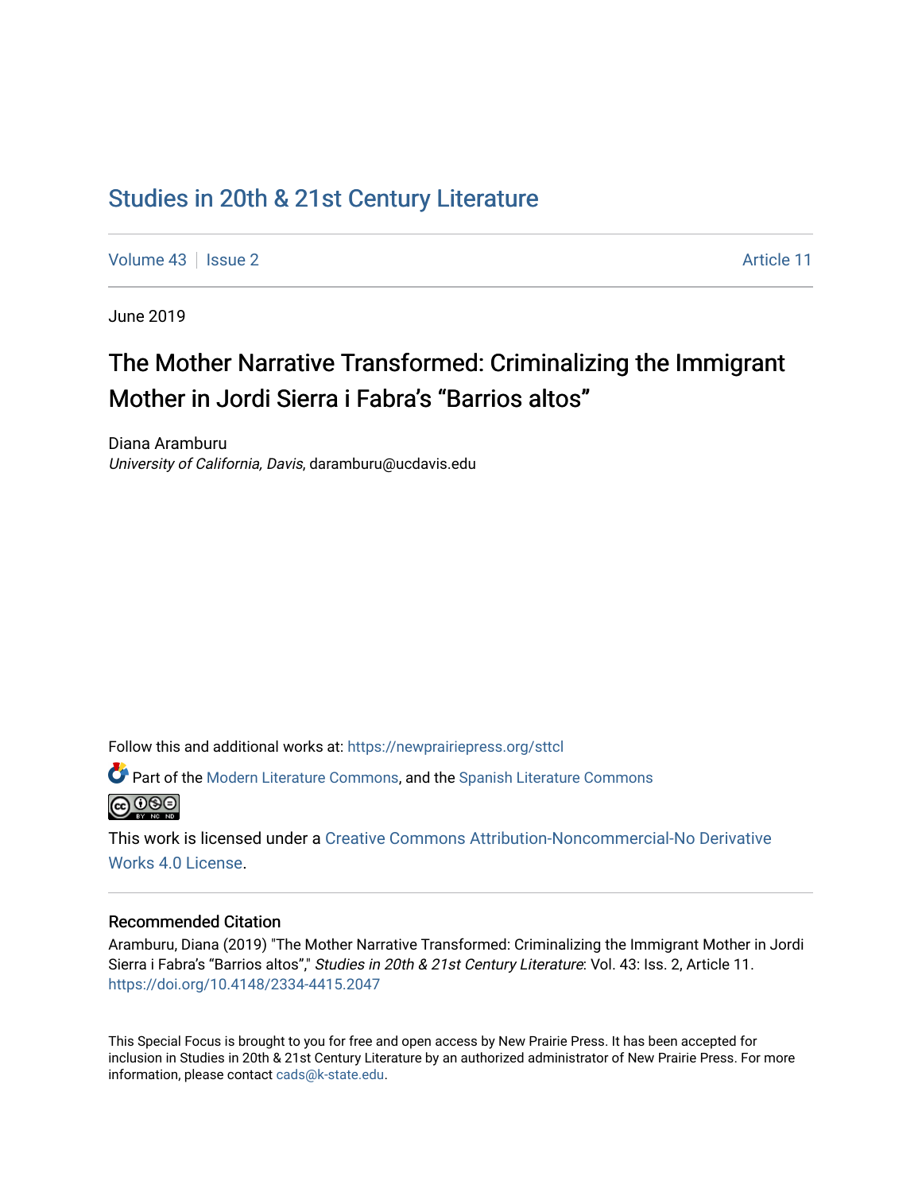# Studies in 20th & 21st Century Literature

Volume 43 | Issue 2 Article 11

June 2019

## The Mother Narrative Transformed: Criminalizing the Immigrant Mother in Jordi Sierra i Fabra's "Barrios altos"

Diana Aramburu
*University of California, Davis*, daramburu@ucdavis.edu

Follow this and additional works at: https://newprairiepress.org/sttcl

Part of the Modern Literature Commons, and the Spanish Literature Commons

This work is licensed under a Creative Commons Attribution-Noncommercial-No Derivative Works 4.0 License.

### Recommended Citation

Aramburu, Diana (2019) "The Mother Narrative Transformed: Criminalizing the Immigrant Mother in Jordi Sierra i Fabra's "Barrios altos"," *Studies in 20th & 21st Century Literature*: Vol. 43: Iss. 2, Article 11. https://doi.org/10.4148/2334-4415.2047

This Special Focus is brought to you for free and open access by New Prairie Press. It has been accepted for inclusion in Studies in 20th & 21st Century Literature by an authorized administrator of New Prairie Press. For more information, please contact cads@k-state.edu.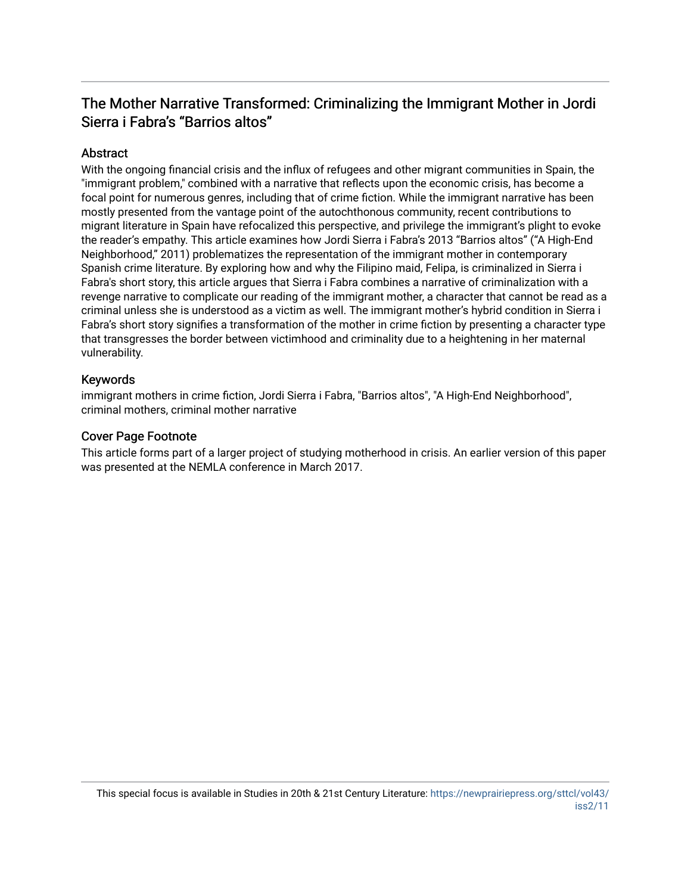# The Mother Narrative Transformed: Criminalizing the Immigrant Mother in Jordi Sierra i Fabra's "Barrios altos"

## Abstract

With the ongoing financial crisis and the influx of refugees and other migrant communities in Spain, the "immigrant problem," combined with a narrative that reflects upon the economic crisis, has become a focal point for numerous genres, including that of crime fiction. While the immigrant narrative has been mostly presented from the vantage point of the autochthonous community, recent contributions to migrant literature in Spain have refocalized this perspective, and privilege the immigrant's plight to evoke the reader's empathy. This article examines how Jordi Sierra i Fabra's 2013 "Barrios altos" ("A High-End Neighborhood," 2011) problematizes the representation of the immigrant mother in contemporary Spanish crime literature. By exploring how and why the Filipino maid, Felipa, is criminalized in Sierra i Fabra's short story, this article argues that Sierra i Fabra combines a narrative of criminalization with a revenge narrative to complicate our reading of the immigrant mother, a character that cannot be read as a criminal unless she is understood as a victim as well. The immigrant mother's hybrid condition in Sierra i Fabra's short story signifies a transformation of the mother in crime fiction by presenting a character type that transgresses the border between victimhood and criminality due to a heightening in her maternal vulnerability.

## Keywords

immigrant mothers in crime fiction, Jordi Sierra i Fabra, "Barrios altos", "A High-End Neighborhood", criminal mothers, criminal mother narrative

## Cover Page Footnote

This article forms part of a larger project of studying motherhood in crisis. An earlier version of this paper was presented at the NEMLA conference in March 2017.

This special focus is available in Studies in 20th & 21st Century Literature: https://newprairiepress.org/sttcl/vol43/iss2/11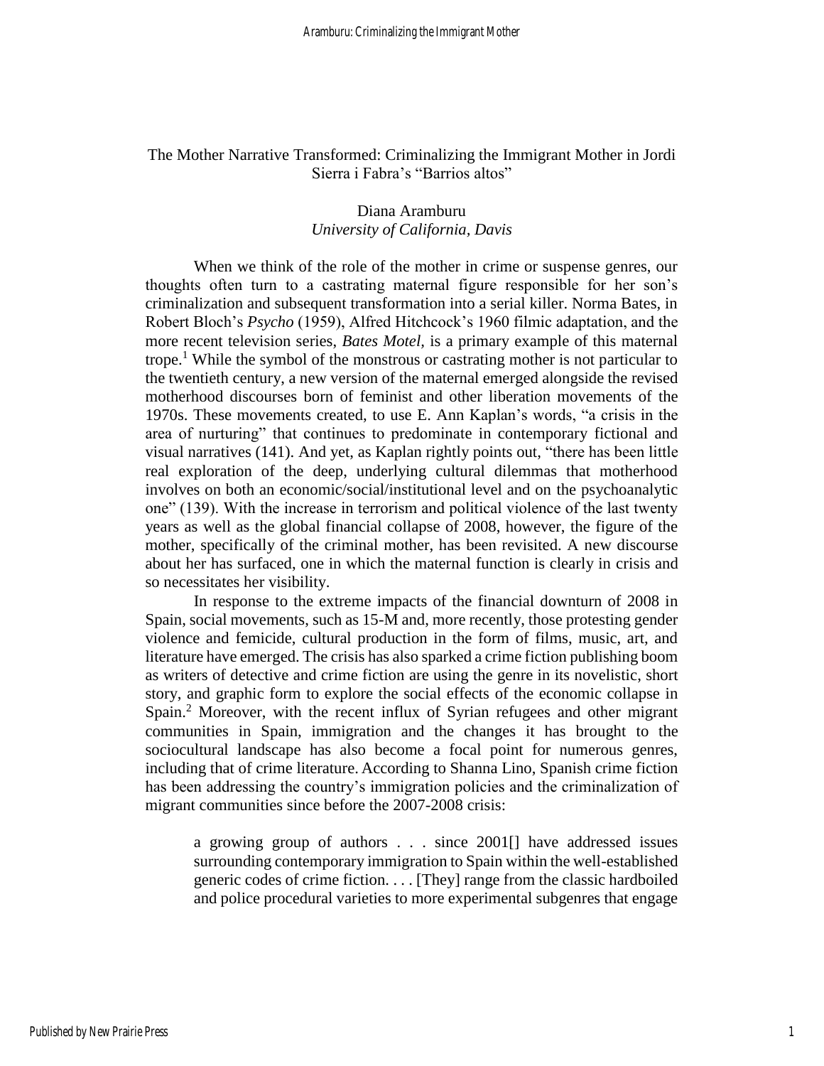The Mother Narrative Transformed: Criminalizing the Immigrant Mother in Jordi Sierra i Fabra's "Barrios altos"

Diana Aramburu
*University of California, Davis*

When we think of the role of the mother in crime or suspense genres, our thoughts often turn to a castrating maternal figure responsible for her son's criminalization and subsequent transformation into a serial killer. Norma Bates, in Robert Bloch's *Psycho* (1959), Alfred Hitchcock's 1960 filmic adaptation, and the more recent television series, *Bates Motel,* is a primary example of this maternal trope.[1] While the symbol of the monstrous or castrating mother is not particular to the twentieth century, a new version of the maternal emerged alongside the revised motherhood discourses born of feminist and other liberation movements of the 1970s. These movements created, to use E. Ann Kaplan's words, "a crisis in the area of nurturing" that continues to predominate in contemporary fictional and visual narratives (141). And yet, as Kaplan rightly points out, "there has been little real exploration of the deep, underlying cultural dilemmas that motherhood involves on both an economic/social/institutional level and on the psychoanalytic one" (139). With the increase in terrorism and political violence of the last twenty years as well as the global financial collapse of 2008, however, the figure of the mother, specifically of the criminal mother, has been revisited. A new discourse about her has surfaced, one in which the maternal function is clearly in crisis and so necessitates her visibility.

In response to the extreme impacts of the financial downturn of 2008 in Spain, social movements, such as 15-M and, more recently, those protesting gender violence and femicide, cultural production in the form of films, music, art, and literature have emerged. The crisis has also sparked a crime fiction publishing boom as writers of detective and crime fiction are using the genre in its novelistic, short story, and graphic form to explore the social effects of the economic collapse in Spain.[2] Moreover, with the recent influx of Syrian refugees and other migrant communities in Spain, immigration and the changes it has brought to the sociocultural landscape has also become a focal point for numerous genres, including that of crime literature. According to Shanna Lino, Spanish crime fiction has been addressing the country's immigration policies and the criminalization of migrant communities since before the 2007-2008 crisis:

> a growing group of authors . . . since 2001[] have addressed issues surrounding contemporary immigration to Spain within the well-established generic codes of crime fiction. . . . [They] range from the classic hardboiled and police procedural varieties to more experimental subgenres that engage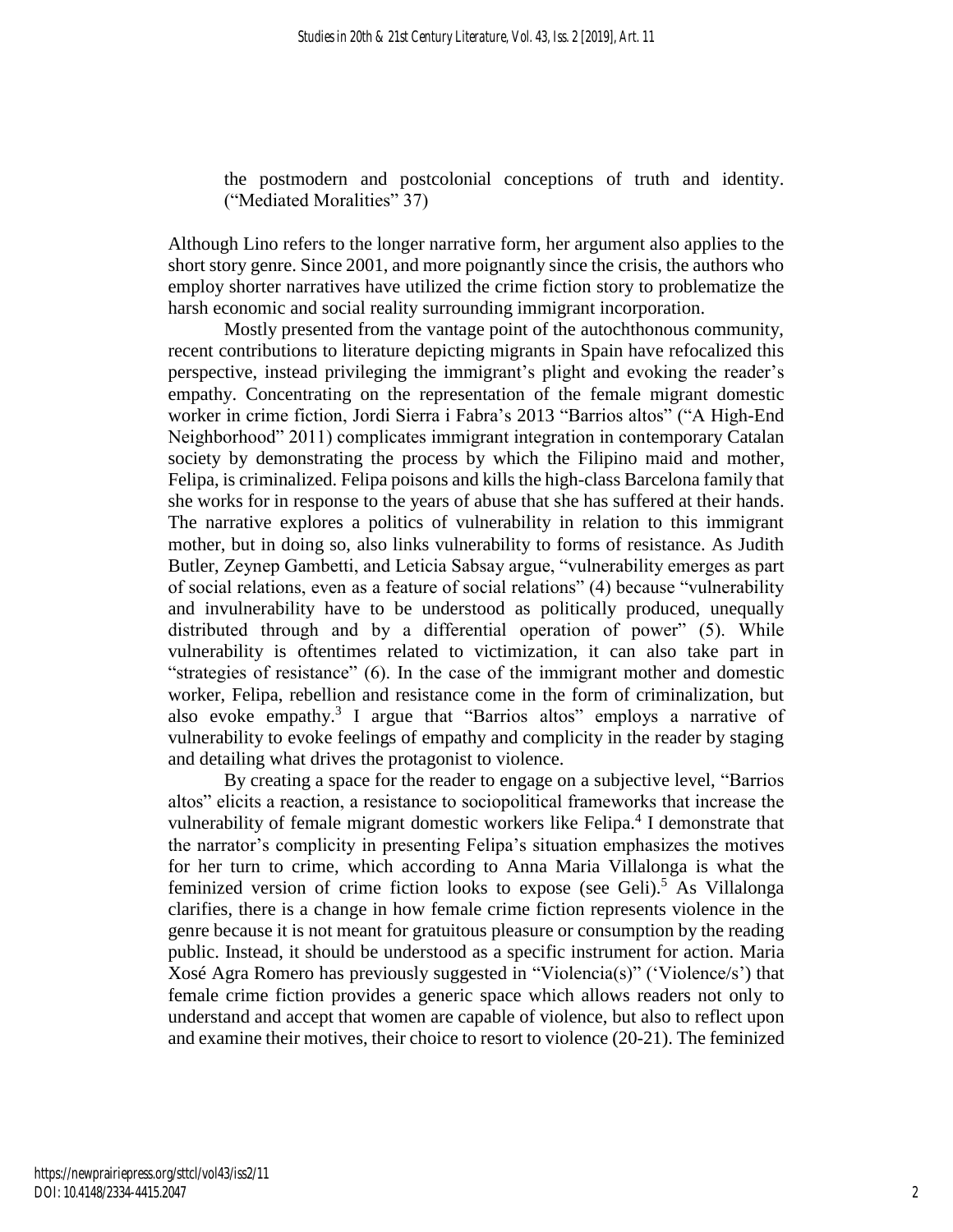the postmodern and postcolonial conceptions of truth and identity. ("Mediated Moralities" 37)

Although Lino refers to the longer narrative form, her argument also applies to the short story genre. Since 2001, and more poignantly since the crisis, the authors who employ shorter narratives have utilized the crime fiction story to problematize the harsh economic and social reality surrounding immigrant incorporation.

Mostly presented from the vantage point of the autochthonous community, recent contributions to literature depicting migrants in Spain have refocalized this perspective, instead privileging the immigrant's plight and evoking the reader's empathy. Concentrating on the representation of the female migrant domestic worker in crime fiction, Jordi Sierra i Fabra's 2013 "Barrios altos" ("A High-End Neighborhood" 2011) complicates immigrant integration in contemporary Catalan society by demonstrating the process by which the Filipino maid and mother, Felipa, is criminalized. Felipa poisons and kills the high-class Barcelona family that she works for in response to the years of abuse that she has suffered at their hands. The narrative explores a politics of vulnerability in relation to this immigrant mother, but in doing so, also links vulnerability to forms of resistance. As Judith Butler, Zeynep Gambetti, and Leticia Sabsay argue, "vulnerability emerges as part of social relations, even as a feature of social relations" (4) because "vulnerability and invulnerability have to be understood as politically produced, unequally distributed through and by a differential operation of power" (5). While vulnerability is oftentimes related to victimization, it can also take part in "strategies of resistance" (6). In the case of the immigrant mother and domestic worker, Felipa, rebellion and resistance come in the form of criminalization, but also evoke empathy.[3] I argue that "Barrios altos" employs a narrative of vulnerability to evoke feelings of empathy and complicity in the reader by staging and detailing what drives the protagonist to violence.

By creating a space for the reader to engage on a subjective level, "Barrios altos" elicits a reaction, a resistance to sociopolitical frameworks that increase the vulnerability of female migrant domestic workers like Felipa.[4] I demonstrate that the narrator's complicity in presenting Felipa's situation emphasizes the motives for her turn to crime, which according to Anna Maria Villalonga is what the feminized version of crime fiction looks to expose (see Geli).[5] As Villalonga clarifies, there is a change in how female crime fiction represents violence in the genre because it is not meant for gratuitous pleasure or consumption by the reading public. Instead, it should be understood as a specific instrument for action. Maria Xosé Agra Romero has previously suggested in "Violencia(s)" ('Violence/s') that female crime fiction provides a generic space which allows readers not only to understand and accept that women are capable of violence, but also to reflect upon and examine their motives, their choice to resort to violence (20-21). The feminized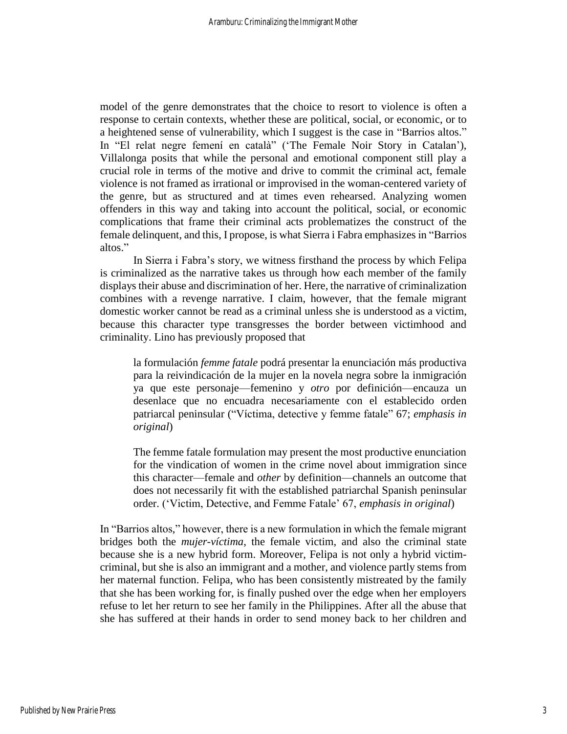model of the genre demonstrates that the choice to resort to violence is often a response to certain contexts, whether these are political, social, or economic, or to a heightened sense of vulnerability, which I suggest is the case in "Barrios altos." In "El relat negre femení en català" ('The Female Noir Story in Catalan'), Villalonga posits that while the personal and emotional component still play a crucial role in terms of the motive and drive to commit the criminal act, female violence is not framed as irrational or improvised in the woman-centered variety of the genre, but as structured and at times even rehearsed. Analyzing women offenders in this way and taking into account the political, social, or economic complications that frame their criminal acts problematizes the construct of the female delinquent, and this, I propose, is what Sierra i Fabra emphasizes in "Barrios altos."

In Sierra i Fabra's story, we witness firsthand the process by which Felipa is criminalized as the narrative takes us through how each member of the family displays their abuse and discrimination of her. Here, the narrative of criminalization combines with a revenge narrative. I claim, however, that the female migrant domestic worker cannot be read as a criminal unless she is understood as a victim, because this character type transgresses the border between victimhood and criminality. Lino has previously proposed that

> la formulación *femme fatale* podrá presentar la enunciación más productiva para la reivindicación de la mujer en la novela negra sobre la inmigración ya que este personaje—femenino y *otro* por definición—encauza un desenlace que no encuadra necesariamente con el establecido orden patriarcal peninsular ("Víctima, detective y femme fatale" 67; *emphasis in original*)
>
> The femme fatale formulation may present the most productive enunciation for the vindication of women in the crime novel about immigration since this character—female and *other* by definition—channels an outcome that does not necessarily fit with the established patriarchal Spanish peninsular order. ('Victim, Detective, and Femme Fatale' 67, *emphasis in original*)

In "Barrios altos," however, there is a new formulation in which the female migrant bridges both the *mujer-víctima*, the female victim, and also the criminal state because she is a new hybrid form. Moreover, Felipa is not only a hybrid victim-criminal, but she is also an immigrant and a mother, and violence partly stems from her maternal function. Felipa, who has been consistently mistreated by the family that she has been working for, is finally pushed over the edge when her employers refuse to let her return to see her family in the Philippines. After all the abuse that she has suffered at their hands in order to send money back to her children and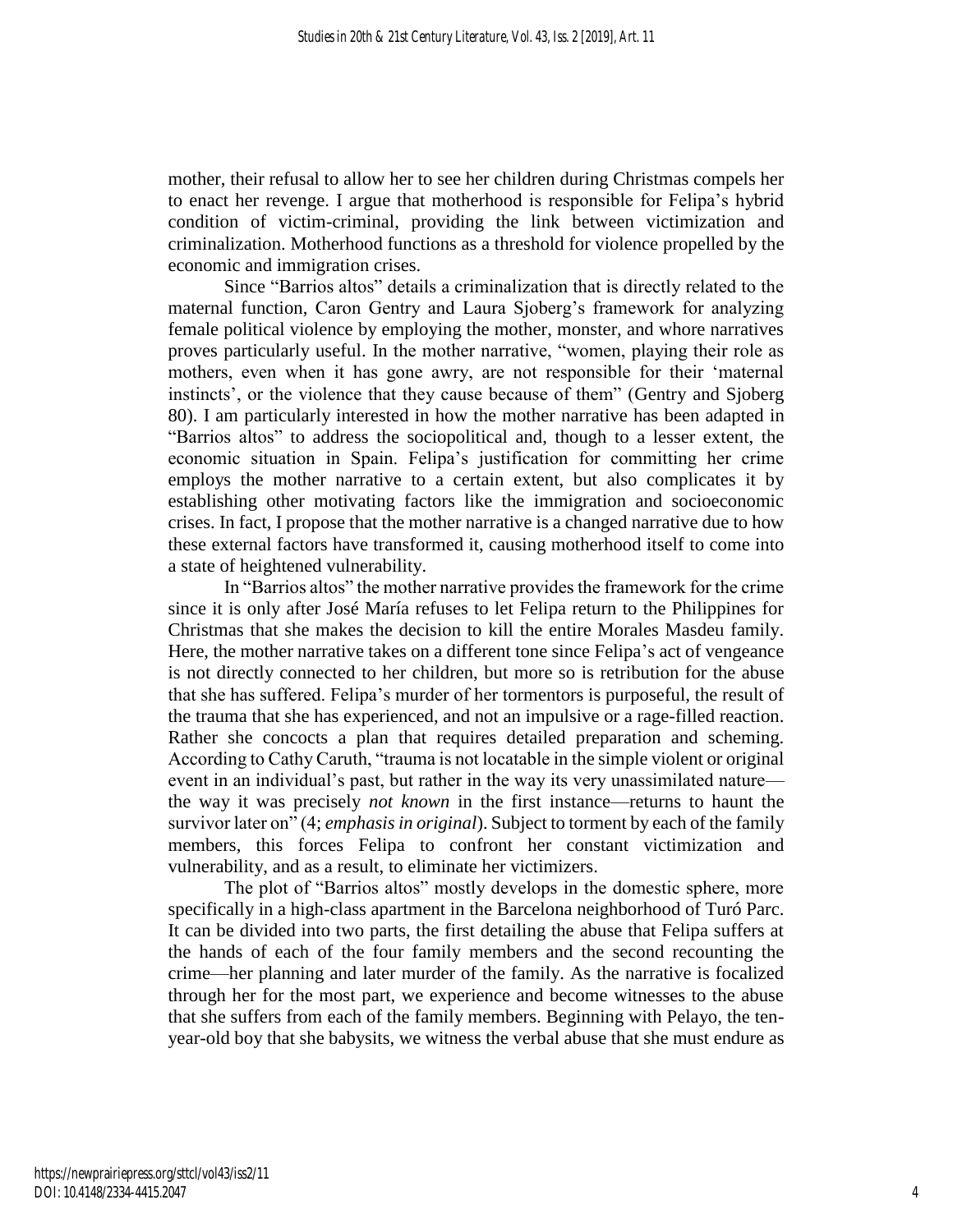mother, their refusal to allow her to see her children during Christmas compels her to enact her revenge. I argue that motherhood is responsible for Felipa's hybrid condition of victim-criminal, providing the link between victimization and criminalization. Motherhood functions as a threshold for violence propelled by the economic and immigration crises.

Since "Barrios altos" details a criminalization that is directly related to the maternal function, Caron Gentry and Laura Sjoberg's framework for analyzing female political violence by employing the mother, monster, and whore narratives proves particularly useful. In the mother narrative, "women, playing their role as mothers, even when it has gone awry, are not responsible for their 'maternal instincts', or the violence that they cause because of them" (Gentry and Sjoberg 80). I am particularly interested in how the mother narrative has been adapted in "Barrios altos" to address the sociopolitical and, though to a lesser extent, the economic situation in Spain. Felipa's justification for committing her crime employs the mother narrative to a certain extent, but also complicates it by establishing other motivating factors like the immigration and socioeconomic crises. In fact, I propose that the mother narrative is a changed narrative due to how these external factors have transformed it, causing motherhood itself to come into a state of heightened vulnerability.

In "Barrios altos" the mother narrative provides the framework for the crime since it is only after José María refuses to let Felipa return to the Philippines for Christmas that she makes the decision to kill the entire Morales Masdeu family. Here, the mother narrative takes on a different tone since Felipa's act of vengeance is not directly connected to her children, but more so is retribution for the abuse that she has suffered. Felipa's murder of her tormentors is purposeful, the result of the trauma that she has experienced, and not an impulsive or a rage-filled reaction. Rather she concocts a plan that requires detailed preparation and scheming. According to Cathy Caruth, "trauma is not locatable in the simple violent or original event in an individual's past, but rather in the way its very unassimilated nature—the way it was precisely *not known* in the first instance—returns to haunt the survivor later on" (4; *emphasis in original*). Subject to torment by each of the family members, this forces Felipa to confront her constant victimization and vulnerability, and as a result, to eliminate her victimizers.

The plot of "Barrios altos" mostly develops in the domestic sphere, more specifically in a high-class apartment in the Barcelona neighborhood of Turó Parc. It can be divided into two parts, the first detailing the abuse that Felipa suffers at the hands of each of the four family members and the second recounting the crime—her planning and later murder of the family. As the narrative is focalized through her for the most part, we experience and become witnesses to the abuse that she suffers from each of the family members. Beginning with Pelayo, the ten-year-old boy that she babysits, we witness the verbal abuse that she must endure as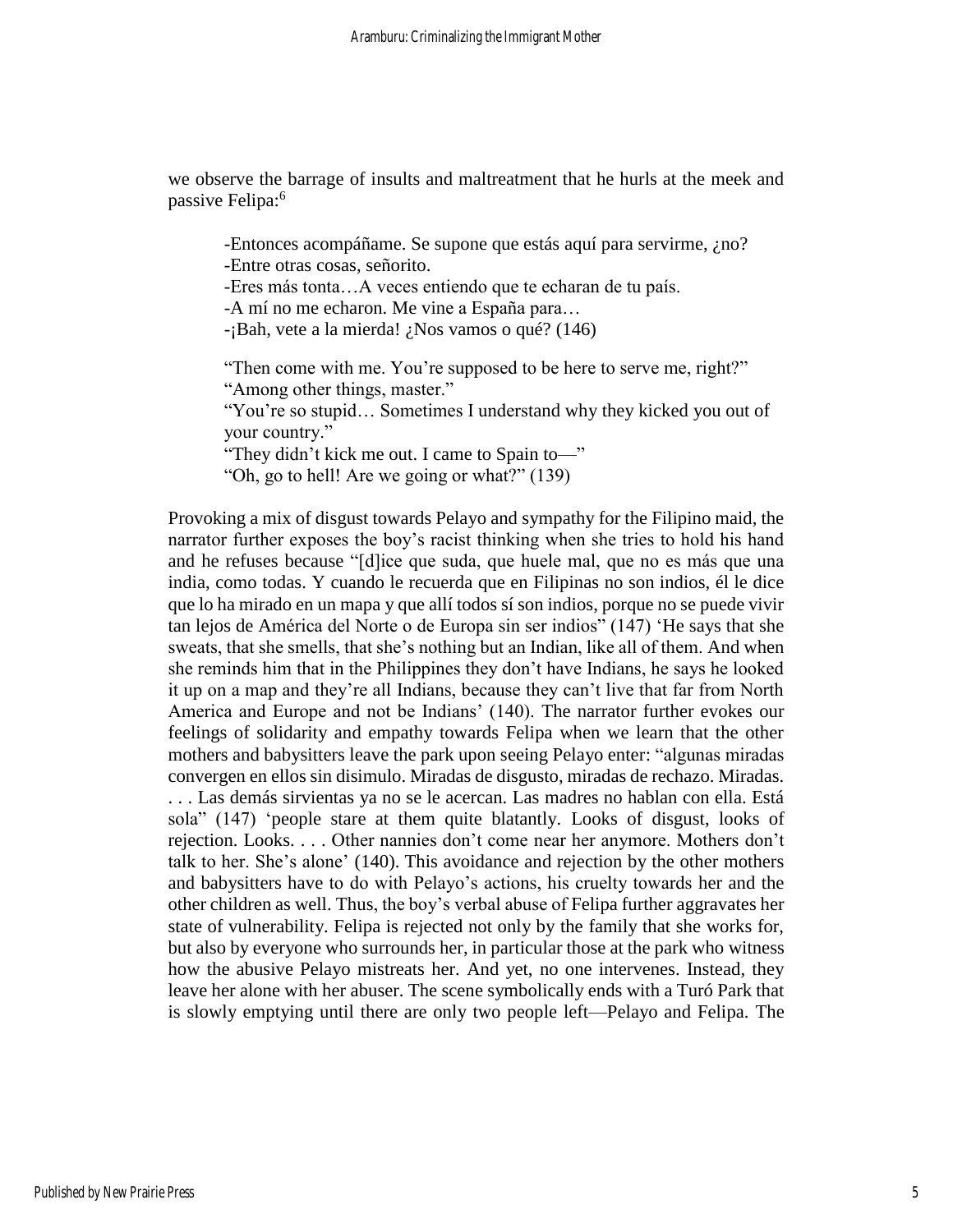we observe the barrage of insults and maltreatment that he hurls at the meek and passive Felipa:[6]

> -Entonces acompáñame. Se supone que estás aquí para servirme, ¿no?
> -Entre otras cosas, señorito.
> -Eres más tonta…A veces entiendo que te echaran de tu país.
> -A mí no me echaron. Me vine a España para…
> -¡Bah, vete a la mierda! ¿Nos vamos o qué? (146)
>
> "Then come with me. You're supposed to be here to serve me, right?"
> "Among other things, master."
> "You're so stupid… Sometimes I understand why they kicked you out of your country."
> "They didn't kick me out. I came to Spain to—"
> "Oh, go to hell! Are we going or what?" (139)

Provoking a mix of disgust towards Pelayo and sympathy for the Filipino maid, the narrator further exposes the boy's racist thinking when she tries to hold his hand and he refuses because "[d]ice que suda, que huele mal, que no es más que una india, como todas. Y cuando le recuerda que en Filipinas no son indios, él le dice que lo ha mirado en un mapa y que allí todos sí son indios, porque no se puede vivir tan lejos de América del Norte o de Europa sin ser indios" (147) 'He says that she sweats, that she smells, that she's nothing but an Indian, like all of them. And when she reminds him that in the Philippines they don't have Indians, he says he looked it up on a map and they're all Indians, because they can't live that far from North America and Europe and not be Indians' (140). The narrator further evokes our feelings of solidarity and empathy towards Felipa when we learn that the other mothers and babysitters leave the park upon seeing Pelayo enter: "algunas miradas convergen en ellos sin disimulo. Miradas de disgusto, miradas de rechazo. Miradas. . . . Las demás sirvientas ya no se le acercan. Las madres no hablan con ella. Está sola" (147) 'people stare at them quite blatantly. Looks of disgust, looks of rejection. Looks. . . . Other nannies don't come near her anymore. Mothers don't talk to her. She's alone' (140). This avoidance and rejection by the other mothers and babysitters have to do with Pelayo's actions, his cruelty towards her and the other children as well. Thus, the boy's verbal abuse of Felipa further aggravates her state of vulnerability. Felipa is rejected not only by the family that she works for, but also by everyone who surrounds her, in particular those at the park who witness how the abusive Pelayo mistreats her. And yet, no one intervenes. Instead, they leave her alone with her abuser. The scene symbolically ends with a Turó Park that is slowly emptying until there are only two people left—Pelayo and Felipa. The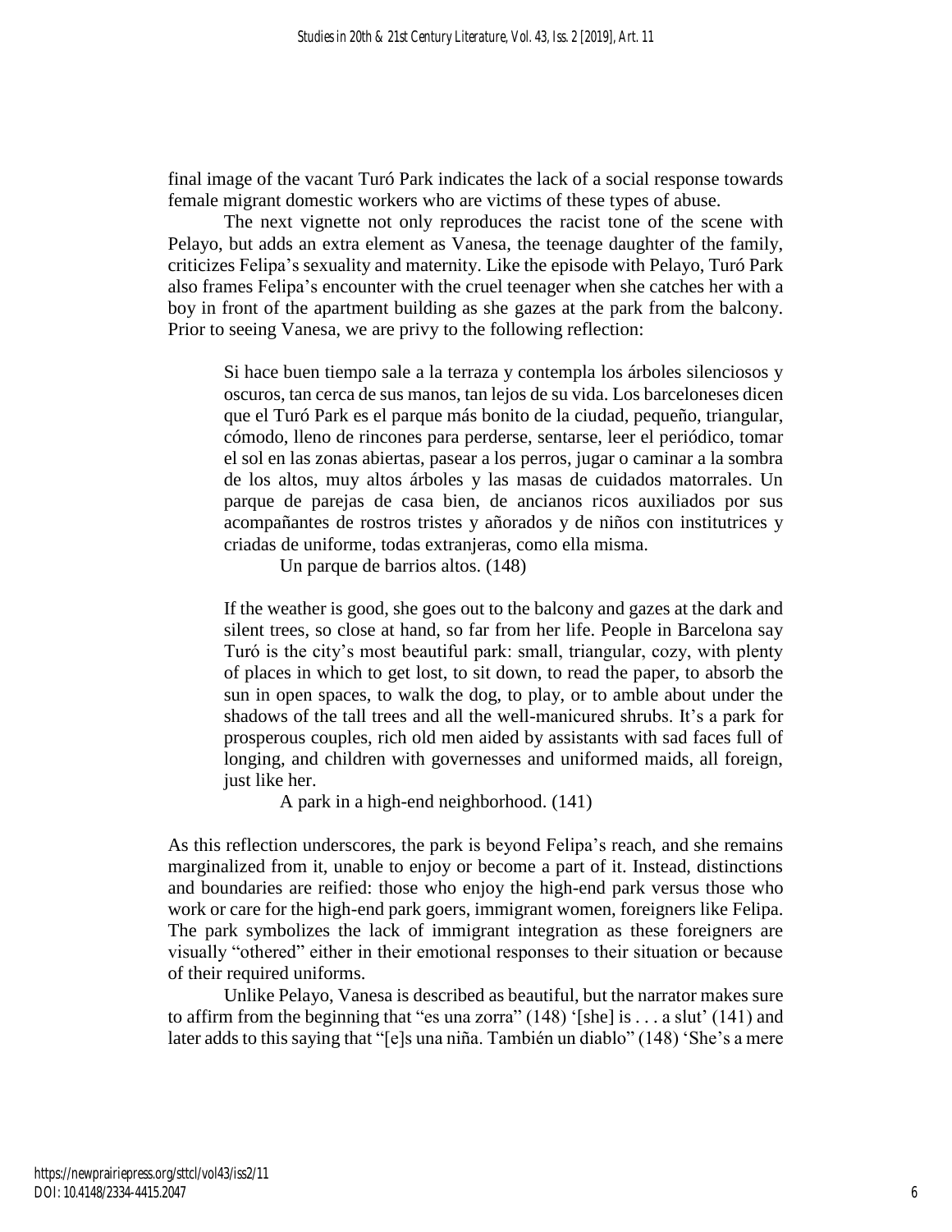final image of the vacant Turó Park indicates the lack of a social response towards female migrant domestic workers who are victims of these types of abuse.

The next vignette not only reproduces the racist tone of the scene with Pelayo, but adds an extra element as Vanesa, the teenage daughter of the family, criticizes Felipa's sexuality and maternity. Like the episode with Pelayo, Turó Park also frames Felipa's encounter with the cruel teenager when she catches her with a boy in front of the apartment building as she gazes at the park from the balcony. Prior to seeing Vanesa, we are privy to the following reflection:

> Si hace buen tiempo sale a la terraza y contempla los árboles silenciosos y oscuros, tan cerca de sus manos, tan lejos de su vida. Los barceloneses dicen que el Turó Park es el parque más bonito de la ciudad, pequeño, triangular, cómodo, lleno de rincones para perderse, sentarse, leer el periódico, tomar el sol en las zonas abiertas, pasear a los perros, jugar o caminar a la sombra de los altos, muy altos árboles y las masas de cuidados matorrales. Un parque de parejas de casa bien, de ancianos ricos auxiliados por sus acompañantes de rostros tristes y añorados y de niños con institutrices y criadas de uniforme, todas extranjeras, como ella misma.
>
> Un parque de barrios altos. (148)

> If the weather is good, she goes out to the balcony and gazes at the dark and silent trees, so close at hand, so far from her life. People in Barcelona say Turó is the city's most beautiful park: small, triangular, cozy, with plenty of places in which to get lost, to sit down, to read the paper, to absorb the sun in open spaces, to walk the dog, to play, or to amble about under the shadows of the tall trees and all the well-manicured shrubs. It's a park for prosperous couples, rich old men aided by assistants with sad faces full of longing, and children with governesses and uniformed maids, all foreign, just like her.
>
> A park in a high-end neighborhood. (141)

As this reflection underscores, the park is beyond Felipa's reach, and she remains marginalized from it, unable to enjoy or become a part of it. Instead, distinctions and boundaries are reified: those who enjoy the high-end park versus those who work or care for the high-end park goers, immigrant women, foreigners like Felipa. The park symbolizes the lack of immigrant integration as these foreigners are visually "othered" either in their emotional responses to their situation or because of their required uniforms.

Unlike Pelayo, Vanesa is described as beautiful, but the narrator makes sure to affirm from the beginning that "es una zorra" (148) '[she] is . . . a slut' (141) and later adds to this saying that "[e]s una niña. También un diablo" (148) 'She's a mere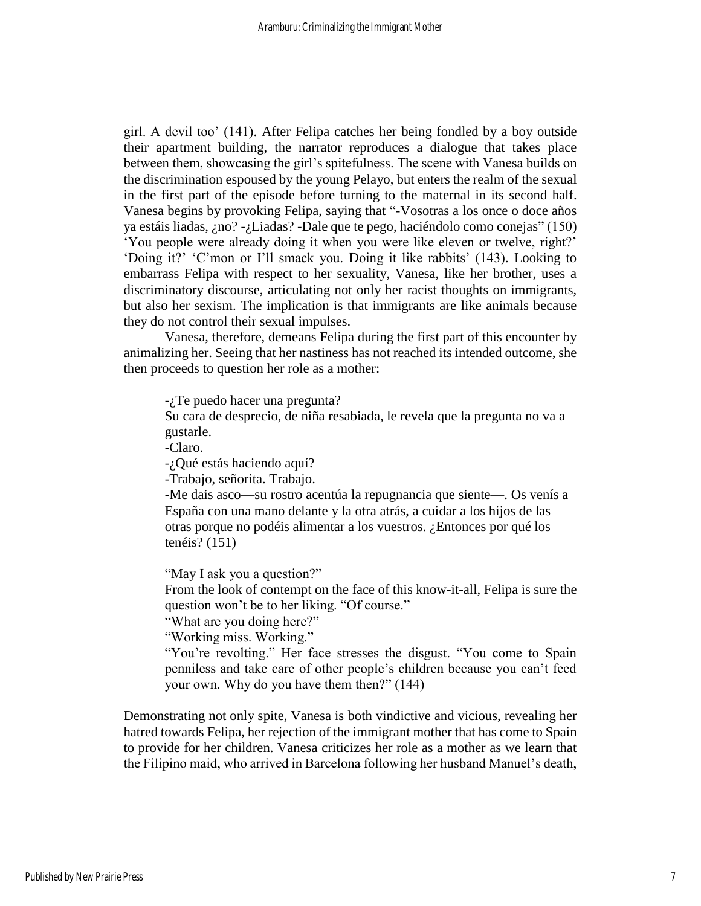girl. A devil too' (141). After Felipa catches her being fondled by a boy outside their apartment building, the narrator reproduces a dialogue that takes place between them, showcasing the girl's spitefulness. The scene with Vanesa builds on the discrimination espoused by the young Pelayo, but enters the realm of the sexual in the first part of the episode before turning to the maternal in its second half. Vanesa begins by provoking Felipa, saying that "-Vosotras a los once o doce años ya estáis liadas, ¿no? -¿Liadas? -Dale que te pego, haciéndolo como conejas" (150) 'You people were already doing it when you were like eleven or twelve, right?' 'Doing it?' 'C'mon or I'll smack you. Doing it like rabbits' (143). Looking to embarrass Felipa with respect to her sexuality, Vanesa, like her brother, uses a discriminatory discourse, articulating not only her racist thoughts on immigrants, but also her sexism. The implication is that immigrants are like animals because they do not control their sexual impulses.

Vanesa, therefore, demeans Felipa during the first part of this encounter by animalizing her. Seeing that her nastiness has not reached its intended outcome, she then proceeds to question her role as a mother:

> -¿Te puedo hacer una pregunta?
> Su cara de desprecio, de niña resabiada, le revela que la pregunta no va a gustarle.
> -Claro.
> -¿Qué estás haciendo aquí?
> -Trabajo, señorita. Trabajo.
> -Me dais asco—su rostro acentúa la repugnancia que siente—. Os venís a España con una mano delante y la otra atrás, a cuidar a los hijos de las otras porque no podéis alimentar a los vuestros. ¿Entonces por qué los tenéis? (151)
>
> "May I ask you a question?"
> From the look of contempt on the face of this know-it-all, Felipa is sure the question won't be to her liking. "Of course."
> "What are you doing here?"
> "Working miss. Working."
> "You're revolting." Her face stresses the disgust. "You come to Spain penniless and take care of other people's children because you can't feed your own. Why do you have them then?" (144)

Demonstrating not only spite, Vanesa is both vindictive and vicious, revealing her hatred towards Felipa, her rejection of the immigrant mother that has come to Spain to provide for her children. Vanesa criticizes her role as a mother as we learn that the Filipino maid, who arrived in Barcelona following her husband Manuel's death,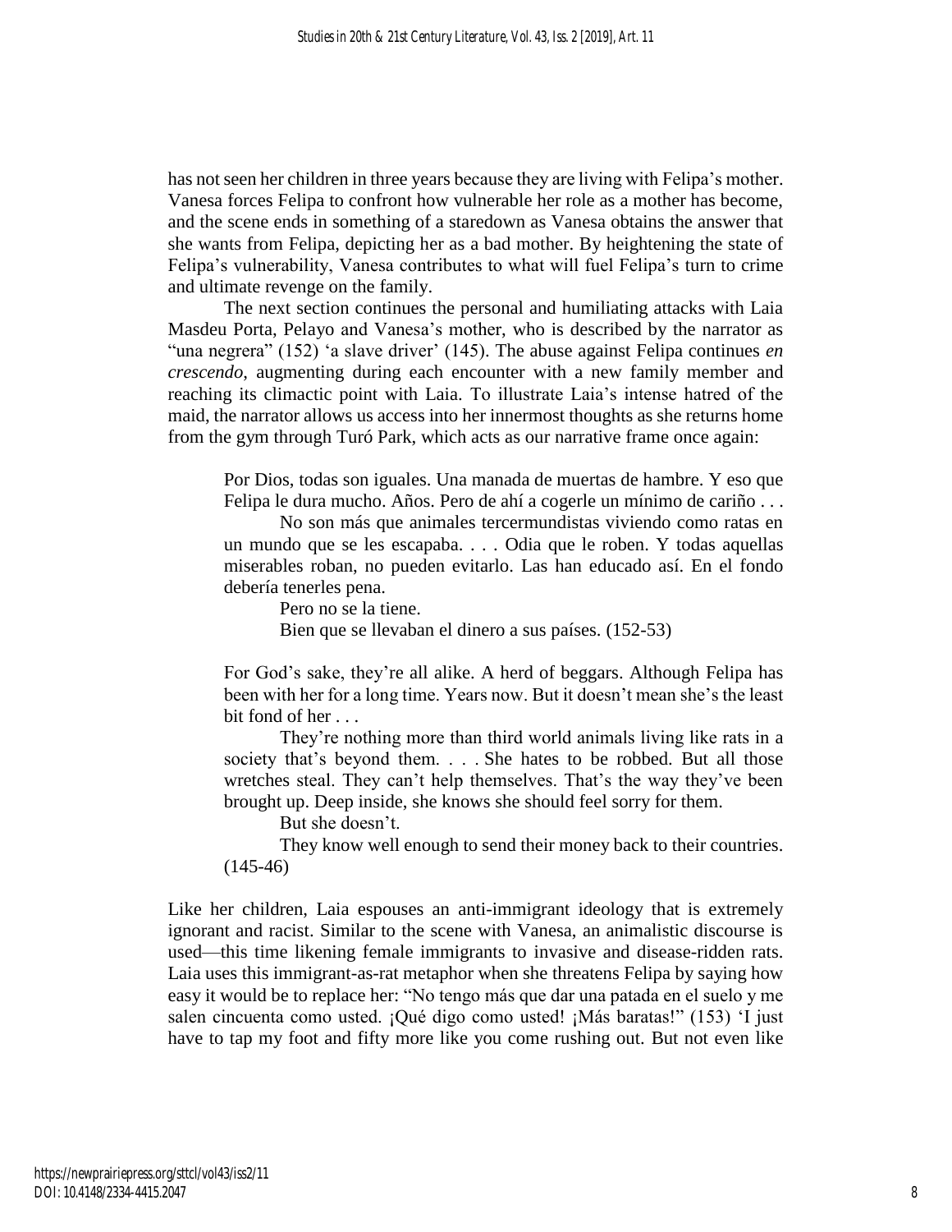has not seen her children in three years because they are living with Felipa's mother. Vanesa forces Felipa to confront how vulnerable her role as a mother has become, and the scene ends in something of a staredown as Vanesa obtains the answer that she wants from Felipa, depicting her as a bad mother. By heightening the state of Felipa's vulnerability, Vanesa contributes to what will fuel Felipa's turn to crime and ultimate revenge on the family.

The next section continues the personal and humiliating attacks with Laia Masdeu Porta, Pelayo and Vanesa's mother, who is described by the narrator as "una negrera" (152) 'a slave driver' (145). The abuse against Felipa continues *en crescendo*, augmenting during each encounter with a new family member and reaching its climactic point with Laia. To illustrate Laia's intense hatred of the maid, the narrator allows us access into her innermost thoughts as she returns home from the gym through Turó Park, which acts as our narrative frame once again:

> Por Dios, todas son iguales. Una manada de muertas de hambre. Y eso que Felipa le dura mucho. Años. Pero de ahí a cogerle un mínimo de cariño . . .
>
> No son más que animales tercermundistas viviendo como ratas en un mundo que se les escapaba. . . . Odia que le roben. Y todas aquellas miserables roban, no pueden evitarlo. Las han educado así. En el fondo debería tenerles pena.
>
> Pero no se la tiene.
>
> Bien que se llevaban el dinero a sus países. (152-53)

> For God's sake, they're all alike. A herd of beggars. Although Felipa has been with her for a long time. Years now. But it doesn't mean she's the least bit fond of her . . .
>
> They're nothing more than third world animals living like rats in a society that's beyond them. . . . She hates to be robbed. But all those wretches steal. They can't help themselves. That's the way they've been brought up. Deep inside, she knows she should feel sorry for them.
>
> But she doesn't.
>
> They know well enough to send their money back to their countries. (145-46)

Like her children, Laia espouses an anti-immigrant ideology that is extremely ignorant and racist. Similar to the scene with Vanesa, an animalistic discourse is used—this time likening female immigrants to invasive and disease-ridden rats. Laia uses this immigrant-as-rat metaphor when she threatens Felipa by saying how easy it would be to replace her: "No tengo más que dar una patada en el suelo y me salen cincuenta como usted. ¡Qué digo como usted! ¡Más baratas!" (153) 'I just have to tap my foot and fifty more like you come rushing out. But not even like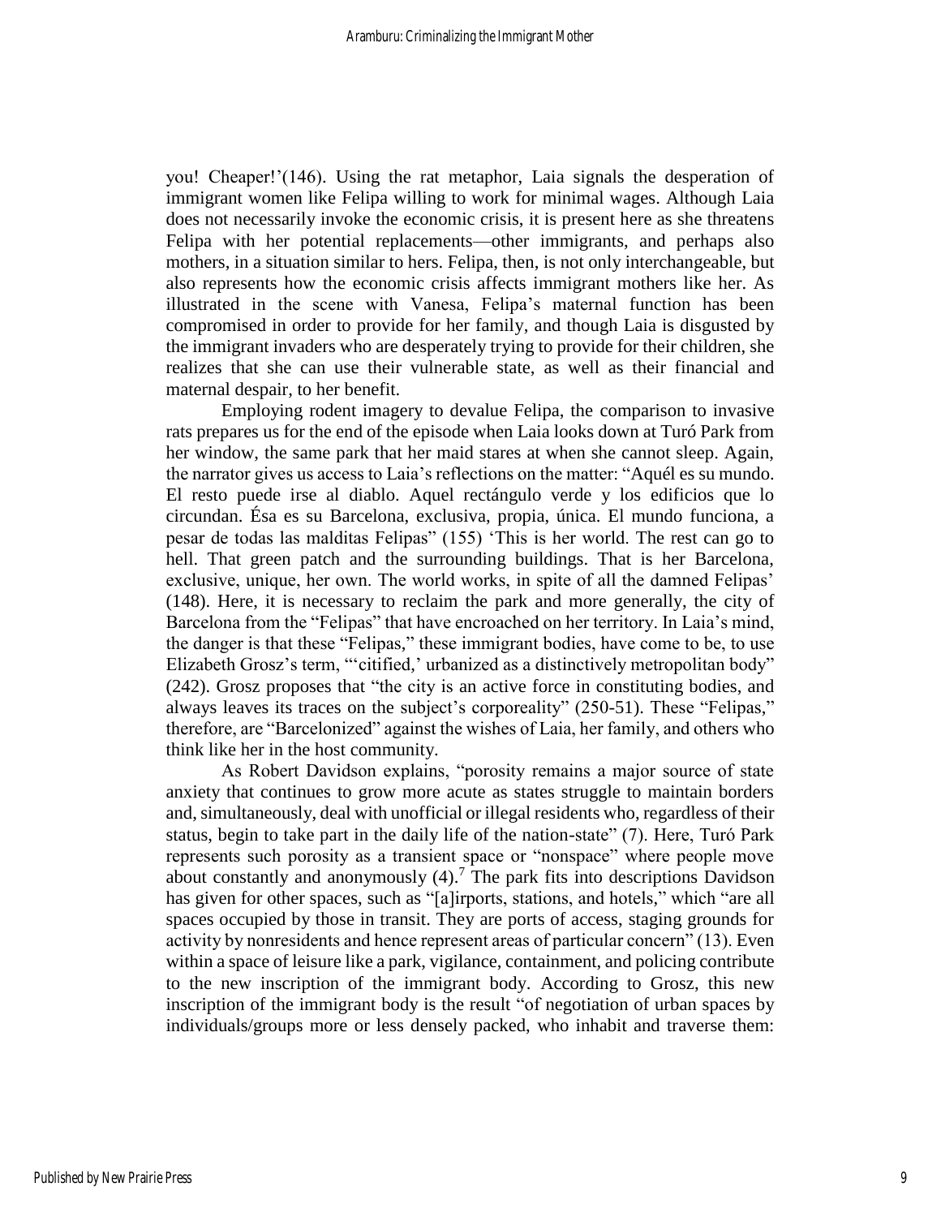you! Cheaper!'(146). Using the rat metaphor, Laia signals the desperation of immigrant women like Felipa willing to work for minimal wages. Although Laia does not necessarily invoke the economic crisis, it is present here as she threatens Felipa with her potential replacements—other immigrants, and perhaps also mothers, in a situation similar to hers. Felipa, then, is not only interchangeable, but also represents how the economic crisis affects immigrant mothers like her. As illustrated in the scene with Vanesa, Felipa's maternal function has been compromised in order to provide for her family, and though Laia is disgusted by the immigrant invaders who are desperately trying to provide for their children, she realizes that she can use their vulnerable state, as well as their financial and maternal despair, to her benefit.

Employing rodent imagery to devalue Felipa, the comparison to invasive rats prepares us for the end of the episode when Laia looks down at Turó Park from her window, the same park that her maid stares at when she cannot sleep. Again, the narrator gives us access to Laia's reflections on the matter: "Aquél es su mundo. El resto puede irse al diablo. Aquel rectángulo verde y los edificios que lo circundan. Ésa es su Barcelona, exclusiva, propia, única. El mundo funciona, a pesar de todas las malditas Felipas" (155) 'This is her world. The rest can go to hell. That green patch and the surrounding buildings. That is her Barcelona, exclusive, unique, her own. The world works, in spite of all the damned Felipas' (148). Here, it is necessary to reclaim the park and more generally, the city of Barcelona from the "Felipas" that have encroached on her territory. In Laia's mind, the danger is that these "Felipas," these immigrant bodies, have come to be, to use Elizabeth Grosz's term, "'citified,' urbanized as a distinctively metropolitan body" (242). Grosz proposes that "the city is an active force in constituting bodies, and always leaves its traces on the subject's corporeality" (250-51). These "Felipas," therefore, are "Barcelonized" against the wishes of Laia, her family, and others who think like her in the host community.

As Robert Davidson explains, "porosity remains a major source of state anxiety that continues to grow more acute as states struggle to maintain borders and, simultaneously, deal with unofficial or illegal residents who, regardless of their status, begin to take part in the daily life of the nation-state" (7). Here, Turó Park represents such porosity as a transient space or "nonspace" where people move about constantly and anonymously (4).[7] The park fits into descriptions Davidson has given for other spaces, such as "[a]irports, stations, and hotels," which "are all spaces occupied by those in transit. They are ports of access, staging grounds for activity by nonresidents and hence represent areas of particular concern" (13). Even within a space of leisure like a park, vigilance, containment, and policing contribute to the new inscription of the immigrant body. According to Grosz, this new inscription of the immigrant body is the result "of negotiation of urban spaces by individuals/groups more or less densely packed, who inhabit and traverse them: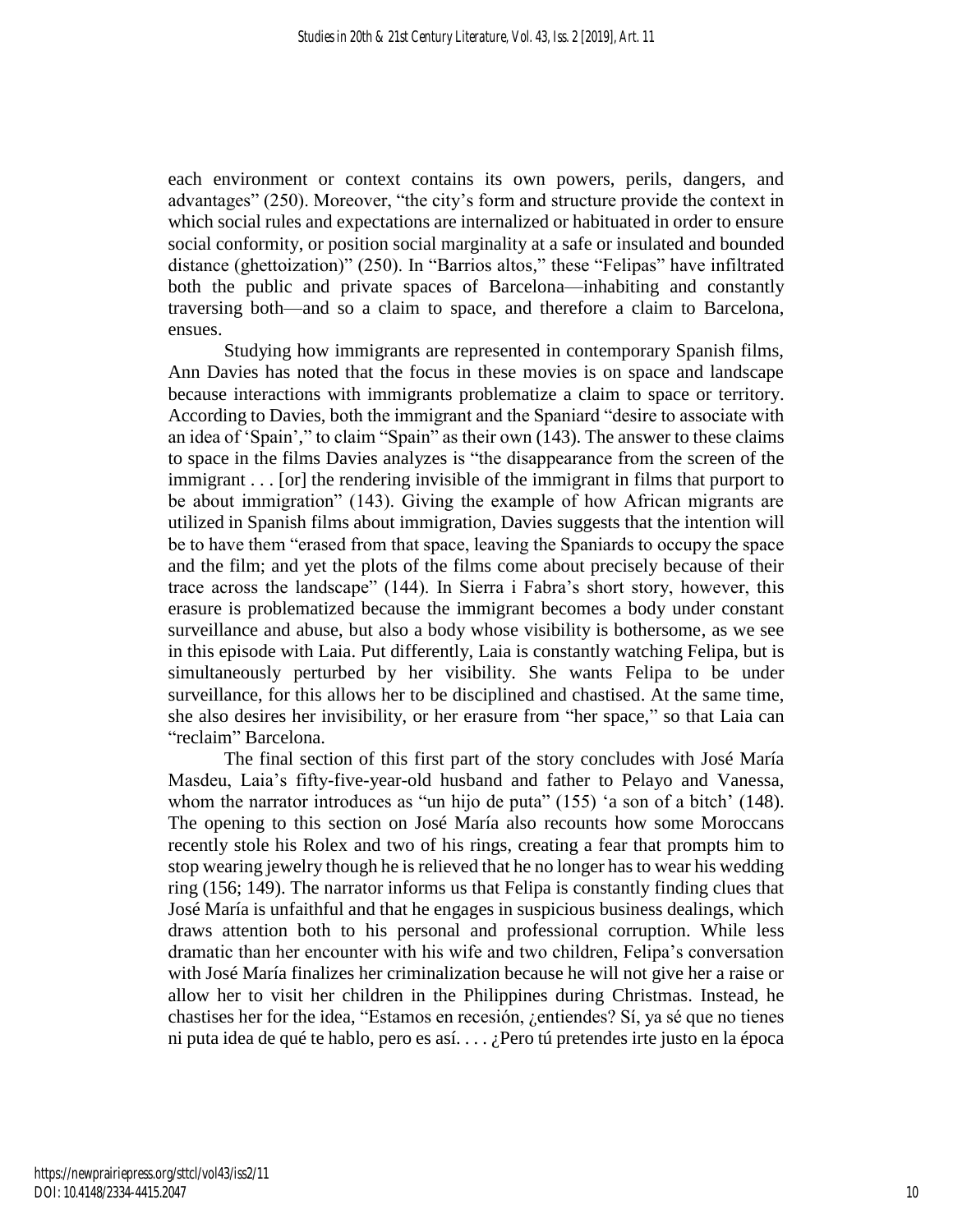each environment or context contains its own powers, perils, dangers, and advantages" (250). Moreover, "the city's form and structure provide the context in which social rules and expectations are internalized or habituated in order to ensure social conformity, or position social marginality at a safe or insulated and bounded distance (ghettoization)" (250). In "Barrios altos," these "Felipas" have infiltrated both the public and private spaces of Barcelona—inhabiting and constantly traversing both—and so a claim to space, and therefore a claim to Barcelona, ensues.

Studying how immigrants are represented in contemporary Spanish films, Ann Davies has noted that the focus in these movies is on space and landscape because interactions with immigrants problematize a claim to space or territory. According to Davies, both the immigrant and the Spaniard "desire to associate with an idea of 'Spain'," to claim "Spain" as their own (143). The answer to these claims to space in the films Davies analyzes is "the disappearance from the screen of the immigrant . . . [or] the rendering invisible of the immigrant in films that purport to be about immigration" (143). Giving the example of how African migrants are utilized in Spanish films about immigration, Davies suggests that the intention will be to have them "erased from that space, leaving the Spaniards to occupy the space and the film; and yet the plots of the films come about precisely because of their trace across the landscape" (144). In Sierra i Fabra's short story, however, this erasure is problematized because the immigrant becomes a body under constant surveillance and abuse, but also a body whose visibility is bothersome, as we see in this episode with Laia. Put differently, Laia is constantly watching Felipa, but is simultaneously perturbed by her visibility. She wants Felipa to be under surveillance, for this allows her to be disciplined and chastised. At the same time, she also desires her invisibility, or her erasure from "her space," so that Laia can "reclaim" Barcelona.

The final section of this first part of the story concludes with José María Masdeu, Laia's fifty-five-year-old husband and father to Pelayo and Vanessa, whom the narrator introduces as "un hijo de puta" (155) 'a son of a bitch' (148). The opening to this section on José María also recounts how some Moroccans recently stole his Rolex and two of his rings, creating a fear that prompts him to stop wearing jewelry though he is relieved that he no longer has to wear his wedding ring (156; 149). The narrator informs us that Felipa is constantly finding clues that José María is unfaithful and that he engages in suspicious business dealings, which draws attention both to his personal and professional corruption. While less dramatic than her encounter with his wife and two children, Felipa's conversation with José María finalizes her criminalization because he will not give her a raise or allow her to visit her children in the Philippines during Christmas. Instead, he chastises her for the idea, "Estamos en recesión, ¿entiendes? Sí, ya sé que no tienes ni puta idea de qué te hablo, pero es así. . . . ¿Pero tú pretendes irte justo en la época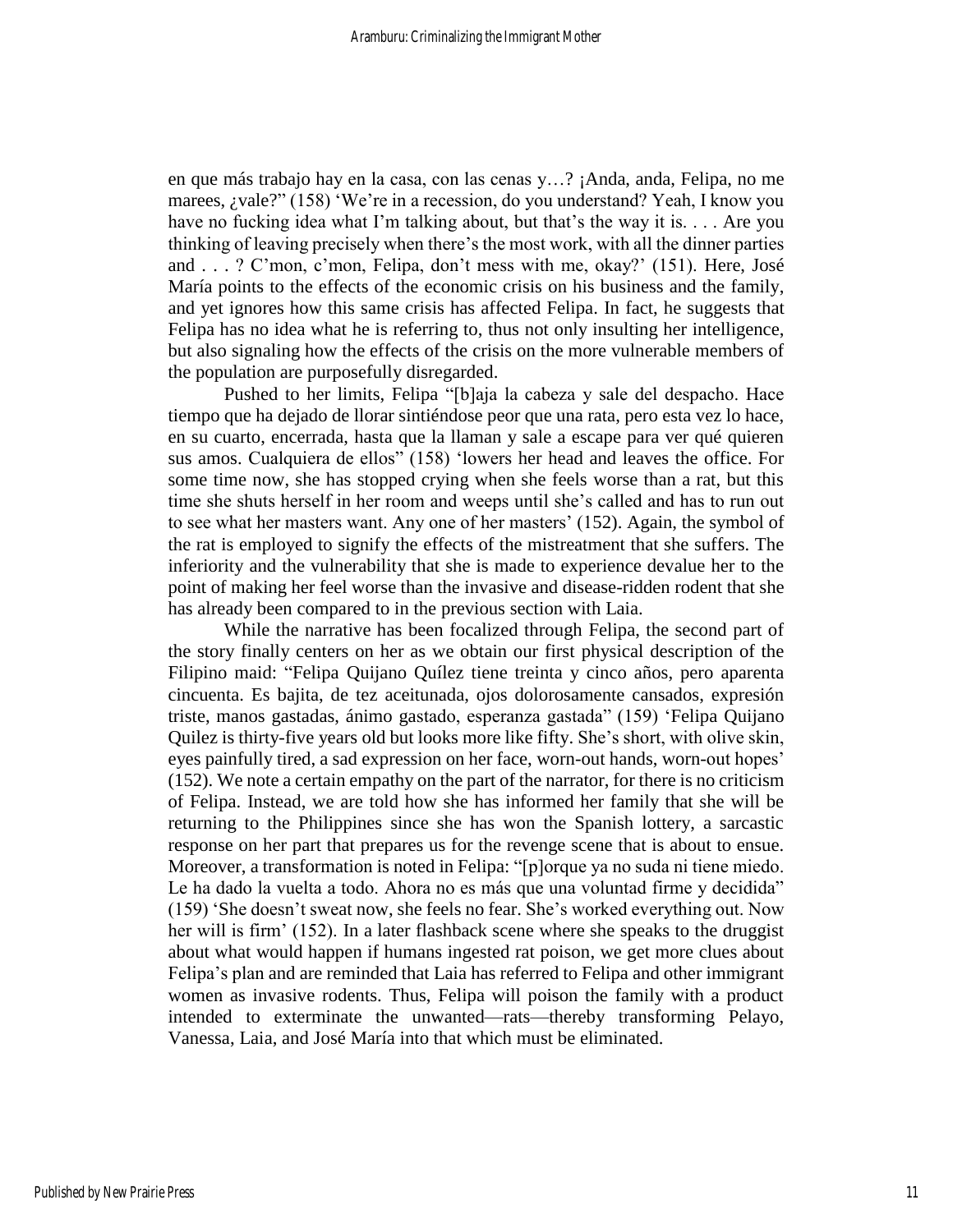en que más trabajo hay en la casa, con las cenas y…? ¡Anda, anda, Felipa, no me marees, ¿vale?" (158) 'We're in a recession, do you understand? Yeah, I know you have no fucking idea what I'm talking about, but that's the way it is. . . . Are you thinking of leaving precisely when there's the most work, with all the dinner parties and . . . ? C'mon, c'mon, Felipa, don't mess with me, okay?' (151). Here, José María points to the effects of the economic crisis on his business and the family, and yet ignores how this same crisis has affected Felipa. In fact, he suggests that Felipa has no idea what he is referring to, thus not only insulting her intelligence, but also signaling how the effects of the crisis on the more vulnerable members of the population are purposefully disregarded.

Pushed to her limits, Felipa "[b]aja la cabeza y sale del despacho. Hace tiempo que ha dejado de llorar sintiéndose peor que una rata, pero esta vez lo hace, en su cuarto, encerrada, hasta que la llaman y sale a escape para ver qué quieren sus amos. Cualquiera de ellos" (158) 'lowers her head and leaves the office. For some time now, she has stopped crying when she feels worse than a rat, but this time she shuts herself in her room and weeps until she's called and has to run out to see what her masters want. Any one of her masters' (152). Again, the symbol of the rat is employed to signify the effects of the mistreatment that she suffers. The inferiority and the vulnerability that she is made to experience devalue her to the point of making her feel worse than the invasive and disease-ridden rodent that she has already been compared to in the previous section with Laia.

While the narrative has been focalized through Felipa, the second part of the story finally centers on her as we obtain our first physical description of the Filipino maid: "Felipa Quijano Quílez tiene treinta y cinco años, pero aparenta cincuenta. Es bajita, de tez aceitunada, ojos dolorosamente cansados, expresión triste, manos gastadas, ánimo gastado, esperanza gastada" (159) 'Felipa Quijano Quilez is thirty-five years old but looks more like fifty. She's short, with olive skin, eyes painfully tired, a sad expression on her face, worn-out hands, worn-out hopes' (152). We note a certain empathy on the part of the narrator, for there is no criticism of Felipa. Instead, we are told how she has informed her family that she will be returning to the Philippines since she has won the Spanish lottery, a sarcastic response on her part that prepares us for the revenge scene that is about to ensue. Moreover, a transformation is noted in Felipa: "[p]orque ya no suda ni tiene miedo. Le ha dado la vuelta a todo. Ahora no es más que una voluntad firme y decidida" (159) 'She doesn't sweat now, she feels no fear. She's worked everything out. Now her will is firm' (152). In a later flashback scene where she speaks to the druggist about what would happen if humans ingested rat poison, we get more clues about Felipa's plan and are reminded that Laia has referred to Felipa and other immigrant women as invasive rodents. Thus, Felipa will poison the family with a product intended to exterminate the unwanted—rats—thereby transforming Pelayo, Vanessa, Laia, and José María into that which must be eliminated.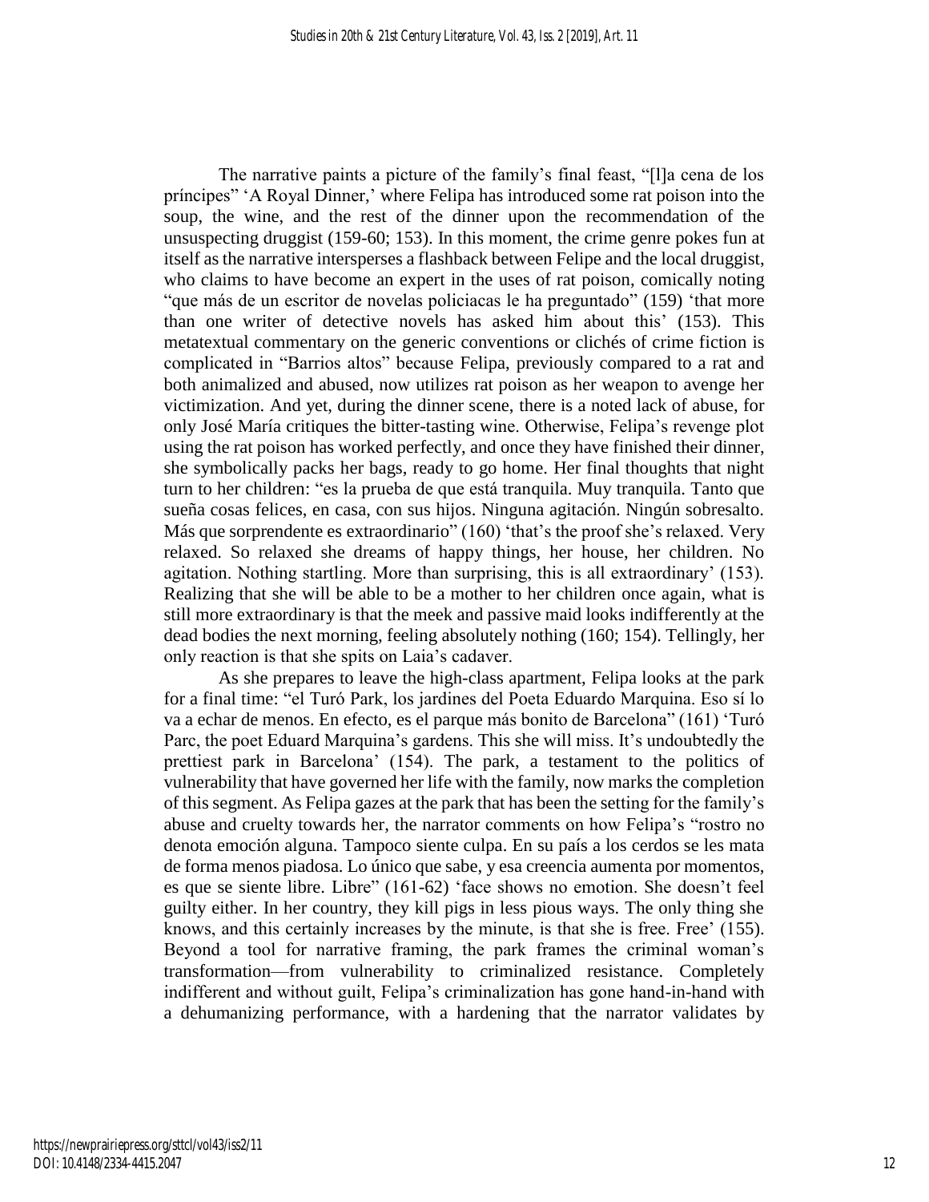The narrative paints a picture of the family's final feast, "[l]a cena de los príncipes" 'A Royal Dinner,' where Felipa has introduced some rat poison into the soup, the wine, and the rest of the dinner upon the recommendation of the unsuspecting druggist (159-60; 153). In this moment, the crime genre pokes fun at itself as the narrative intersperses a flashback between Felipe and the local druggist, who claims to have become an expert in the uses of rat poison, comically noting "que más de un escritor de novelas policiacas le ha preguntado" (159) 'that more than one writer of detective novels has asked him about this' (153). This metatextual commentary on the generic conventions or clichés of crime fiction is complicated in "Barrios altos" because Felipa, previously compared to a rat and both animalized and abused, now utilizes rat poison as her weapon to avenge her victimization. And yet, during the dinner scene, there is a noted lack of abuse, for only José María critiques the bitter-tasting wine. Otherwise, Felipa's revenge plot using the rat poison has worked perfectly, and once they have finished their dinner, she symbolically packs her bags, ready to go home. Her final thoughts that night turn to her children: "es la prueba de que está tranquila. Muy tranquila. Tanto que sueña cosas felices, en casa, con sus hijos. Ninguna agitación. Ningún sobresalto. Más que sorprendente es extraordinario" (160) 'that's the proof she's relaxed. Very relaxed. So relaxed she dreams of happy things, her house, her children. No agitation. Nothing startling. More than surprising, this is all extraordinary' (153). Realizing that she will be able to be a mother to her children once again, what is still more extraordinary is that the meek and passive maid looks indifferently at the dead bodies the next morning, feeling absolutely nothing (160; 154). Tellingly, her only reaction is that she spits on Laia's cadaver.

As she prepares to leave the high-class apartment, Felipa looks at the park for a final time: "el Turó Park, los jardines del Poeta Eduardo Marquina. Eso sí lo va a echar de menos. En efecto, es el parque más bonito de Barcelona" (161) 'Turó Parc, the poet Eduard Marquina's gardens. This she will miss. It's undoubtedly the prettiest park in Barcelona' (154). The park, a testament to the politics of vulnerability that have governed her life with the family, now marks the completion of this segment. As Felipa gazes at the park that has been the setting for the family's abuse and cruelty towards her, the narrator comments on how Felipa's "rostro no denota emoción alguna. Tampoco siente culpa. En su país a los cerdos se les mata de forma menos piadosa. Lo único que sabe, y esa creencia aumenta por momentos, es que se siente libre. Libre" (161-62) 'face shows no emotion. She doesn't feel guilty either. In her country, they kill pigs in less pious ways. The only thing she knows, and this certainly increases by the minute, is that she is free. Free' (155). Beyond a tool for narrative framing, the park frames the criminal woman's transformation—from vulnerability to criminalized resistance. Completely indifferent and without guilt, Felipa's criminalization has gone hand-in-hand with a dehumanizing performance, with a hardening that the narrator validates by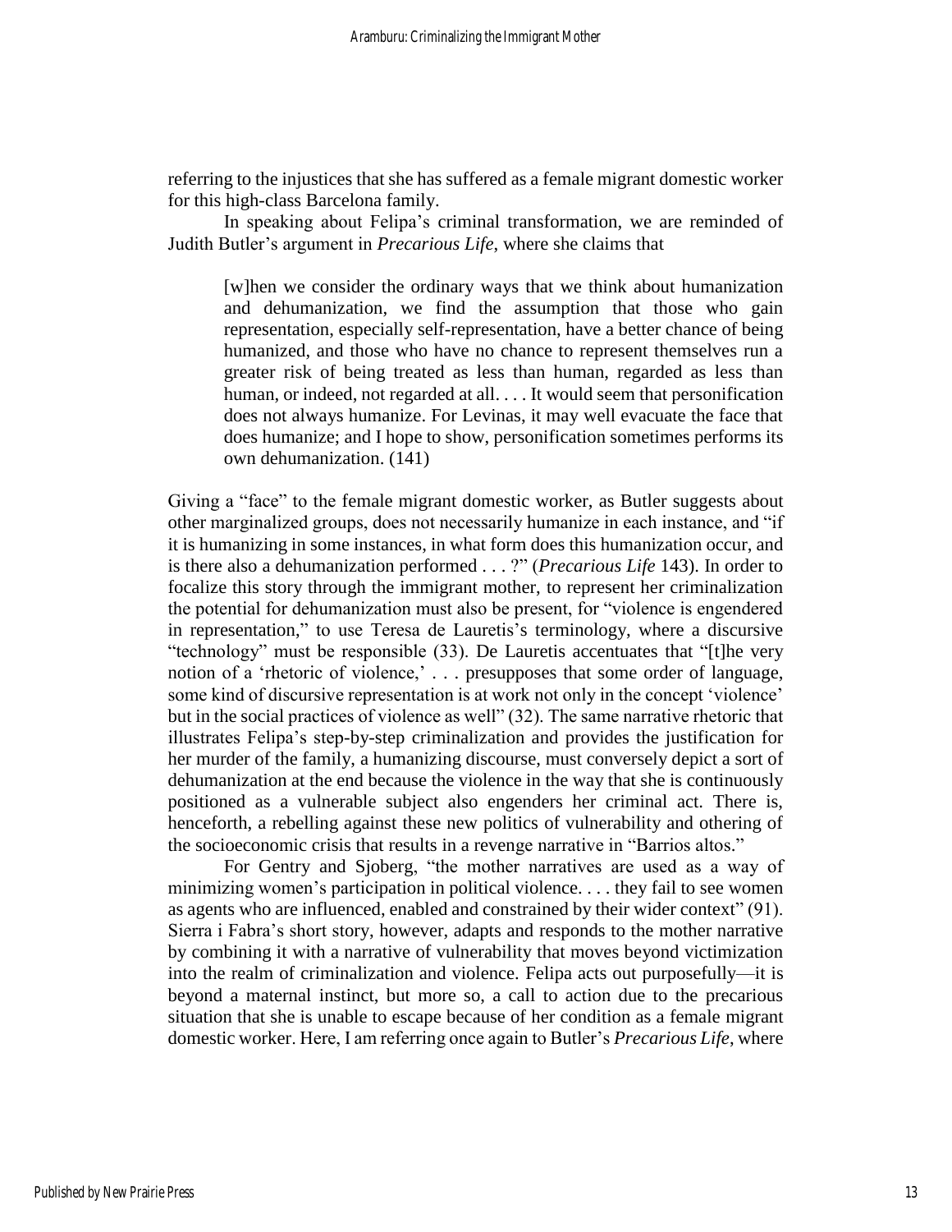referring to the injustices that she has suffered as a female migrant domestic worker for this high-class Barcelona family.

In speaking about Felipa's criminal transformation, we are reminded of Judith Butler's argument in *Precarious Life*, where she claims that

> [w]hen we consider the ordinary ways that we think about humanization and dehumanization, we find the assumption that those who gain representation, especially self-representation, have a better chance of being humanized, and those who have no chance to represent themselves run a greater risk of being treated as less than human, regarded as less than human, or indeed, not regarded at all. . . . It would seem that personification does not always humanize. For Levinas, it may well evacuate the face that does humanize; and I hope to show, personification sometimes performs its own dehumanization. (141)

Giving a "face" to the female migrant domestic worker, as Butler suggests about other marginalized groups, does not necessarily humanize in each instance, and "if it is humanizing in some instances, in what form does this humanization occur, and is there also a dehumanization performed . . . ?" (*Precarious Life* 143). In order to focalize this story through the immigrant mother, to represent her criminalization the potential for dehumanization must also be present, for "violence is engendered in representation," to use Teresa de Lauretis's terminology, where a discursive "technology" must be responsible (33). De Lauretis accentuates that "[t]he very notion of a 'rhetoric of violence,' . . . presupposes that some order of language, some kind of discursive representation is at work not only in the concept 'violence' but in the social practices of violence as well" (32). The same narrative rhetoric that illustrates Felipa's step-by-step criminalization and provides the justification for her murder of the family, a humanizing discourse, must conversely depict a sort of dehumanization at the end because the violence in the way that she is continuously positioned as a vulnerable subject also engenders her criminal act. There is, henceforth, a rebelling against these new politics of vulnerability and othering of the socioeconomic crisis that results in a revenge narrative in "Barrios altos."

For Gentry and Sjoberg, "the mother narratives are used as a way of minimizing women's participation in political violence. . . . they fail to see women as agents who are influenced, enabled and constrained by their wider context" (91). Sierra i Fabra's short story, however, adapts and responds to the mother narrative by combining it with a narrative of vulnerability that moves beyond victimization into the realm of criminalization and violence. Felipa acts out purposefully—it is beyond a maternal instinct, but more so, a call to action due to the precarious situation that she is unable to escape because of her condition as a female migrant domestic worker. Here, I am referring once again to Butler's *Precarious Life*, where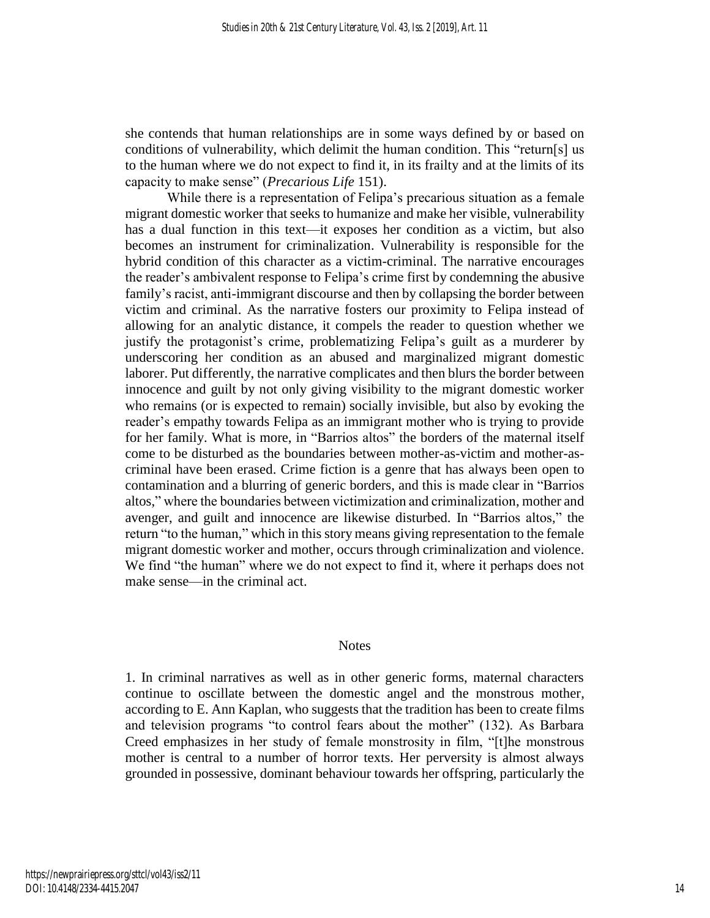she contends that human relationships are in some ways defined by or based on conditions of vulnerability, which delimit the human condition. This "return[s] us to the human where we do not expect to find it, in its frailty and at the limits of its capacity to make sense" (*Precarious Life* 151).

While there is a representation of Felipa's precarious situation as a female migrant domestic worker that seeks to humanize and make her visible, vulnerability has a dual function in this text—it exposes her condition as a victim, but also becomes an instrument for criminalization. Vulnerability is responsible for the hybrid condition of this character as a victim-criminal. The narrative encourages the reader's ambivalent response to Felipa's crime first by condemning the abusive family's racist, anti-immigrant discourse and then by collapsing the border between victim and criminal. As the narrative fosters our proximity to Felipa instead of allowing for an analytic distance, it compels the reader to question whether we justify the protagonist's crime, problematizing Felipa's guilt as a murderer by underscoring her condition as an abused and marginalized migrant domestic laborer. Put differently, the narrative complicates and then blurs the border between innocence and guilt by not only giving visibility to the migrant domestic worker who remains (or is expected to remain) socially invisible, but also by evoking the reader's empathy towards Felipa as an immigrant mother who is trying to provide for her family. What is more, in "Barrios altos" the borders of the maternal itself come to be disturbed as the boundaries between mother-as-victim and mother-as-criminal have been erased. Crime fiction is a genre that has always been open to contamination and a blurring of generic borders, and this is made clear in "Barrios altos," where the boundaries between victimization and criminalization, mother and avenger, and guilt and innocence are likewise disturbed. In "Barrios altos," the return "to the human," which in this story means giving representation to the female migrant domestic worker and mother, occurs through criminalization and violence. We find "the human" where we do not expect to find it, where it perhaps does not make sense—in the criminal act.

## Notes

1. In criminal narratives as well as in other generic forms, maternal characters continue to oscillate between the domestic angel and the monstrous mother, according to E. Ann Kaplan, who suggests that the tradition has been to create films and television programs "to control fears about the mother" (132). As Barbara Creed emphasizes in her study of female monstrosity in film, "[t]he monstrous mother is central to a number of horror texts. Her perversity is almost always grounded in possessive, dominant behaviour towards her offspring, particularly the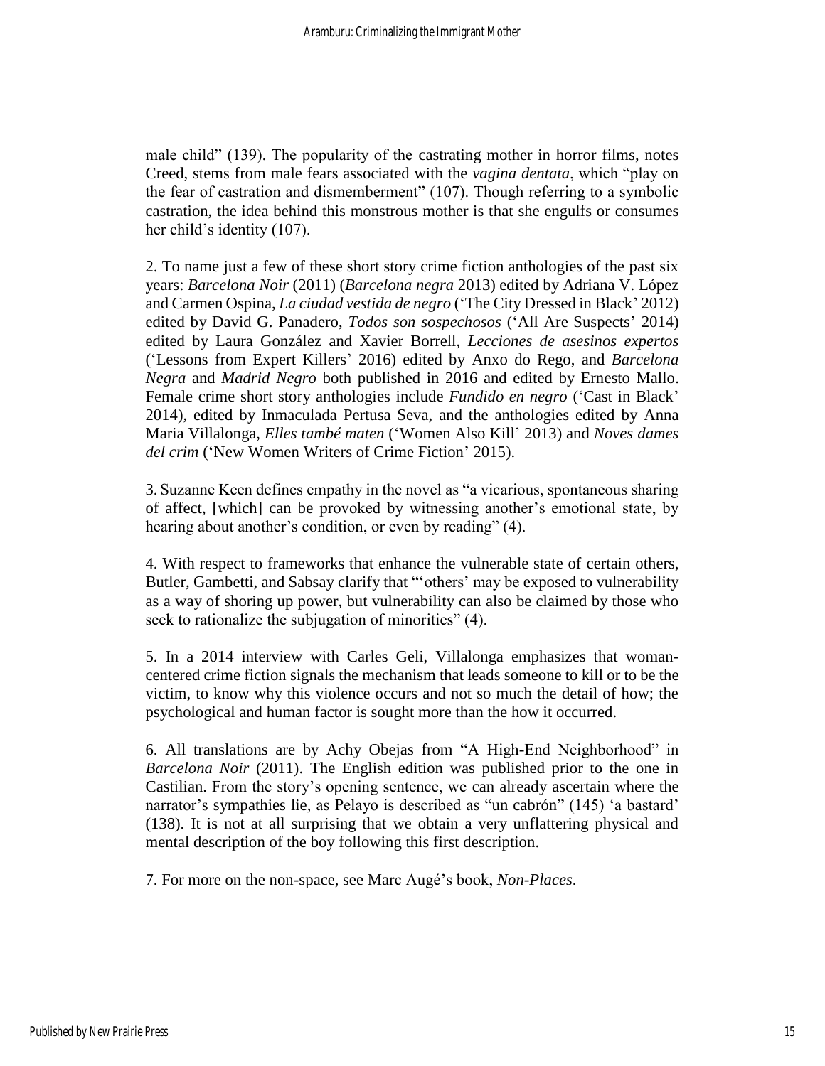male child" (139). The popularity of the castrating mother in horror films, notes Creed, stems from male fears associated with the *vagina dentata*, which "play on the fear of castration and dismemberment" (107). Though referring to a symbolic castration, the idea behind this monstrous mother is that she engulfs or consumes her child's identity (107).

2. To name just a few of these short story crime fiction anthologies of the past six years: *Barcelona Noir* (2011) (*Barcelona negra* 2013) edited by Adriana V. López and Carmen Ospina, *La ciudad vestida de negro* ('The City Dressed in Black' 2012) edited by David G. Panadero, *Todos son sospechosos* ('All Are Suspects' 2014) edited by Laura González and Xavier Borrell, *Lecciones de asesinos expertos* ('Lessons from Expert Killers' 2016) edited by Anxo do Rego, and *Barcelona Negra* and *Madrid Negro* both published in 2016 and edited by Ernesto Mallo. Female crime short story anthologies include *Fundido en negro* ('Cast in Black' 2014), edited by Inmaculada Pertusa Seva, and the anthologies edited by Anna Maria Villalonga, *Elles també maten* ('Women Also Kill' 2013) and *Noves dames del crim* ('New Women Writers of Crime Fiction' 2015).

3. Suzanne Keen defines empathy in the novel as "a vicarious, spontaneous sharing of affect, [which] can be provoked by witnessing another's emotional state, by hearing about another's condition, or even by reading" (4).

4. With respect to frameworks that enhance the vulnerable state of certain others, Butler, Gambetti, and Sabsay clarify that "'others' may be exposed to vulnerability as a way of shoring up power, but vulnerability can also be claimed by those who seek to rationalize the subjugation of minorities" (4).

5. In a 2014 interview with Carles Geli, Villalonga emphasizes that woman-centered crime fiction signals the mechanism that leads someone to kill or to be the victim, to know why this violence occurs and not so much the detail of how; the psychological and human factor is sought more than the how it occurred.

6. All translations are by Achy Obejas from "A High-End Neighborhood" in *Barcelona Noir* (2011). The English edition was published prior to the one in Castilian. From the story's opening sentence, we can already ascertain where the narrator's sympathies lie, as Pelayo is described as "un cabrón" (145) 'a bastard' (138). It is not at all surprising that we obtain a very unflattering physical and mental description of the boy following this first description.

7. For more on the non-space, see Marc Augé's book, *Non-Places*.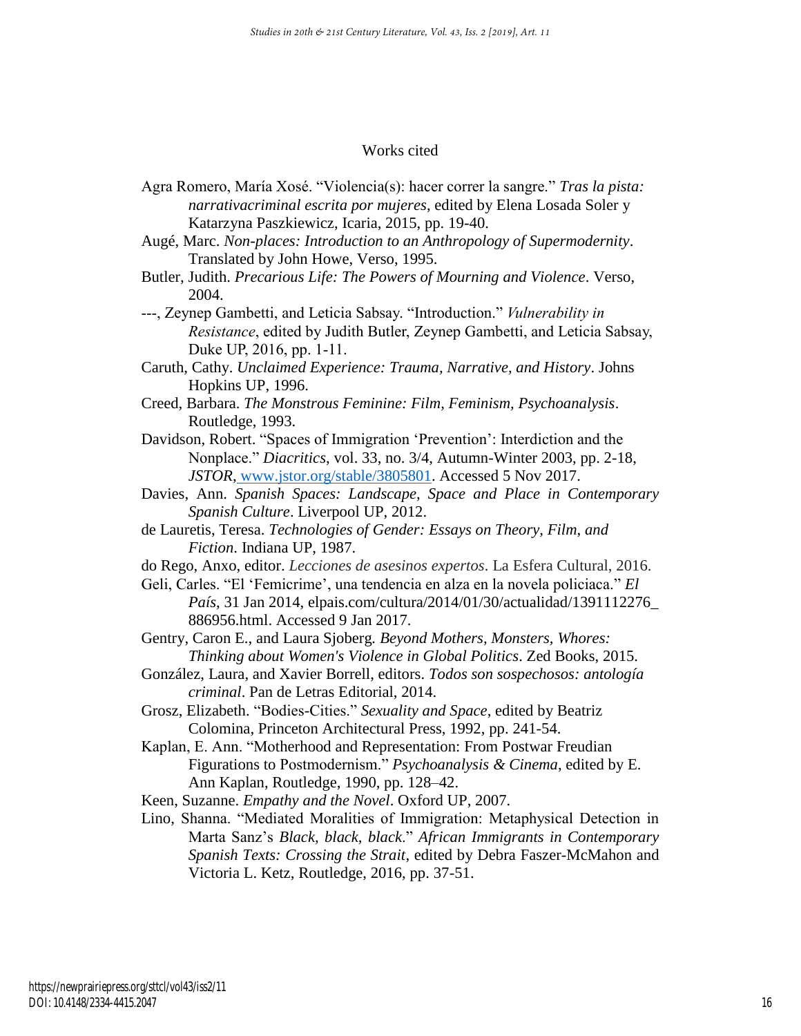## Works cited

Agra Romero, María Xosé. "Violencia(s): hacer correr la sangre." *Tras la pista: narrativacriminal escrita por mujeres*, edited by Elena Losada Soler y Katarzyna Paszkiewicz, Icaria, 2015, pp. 19-40.

Augé, Marc. *Non-places: Introduction to an Anthropology of Supermodernity*. Translated by John Howe, Verso, 1995.

Butler, Judith. *Precarious Life: The Powers of Mourning and Violence*. Verso, 2004.

---, Zeynep Gambetti, and Leticia Sabsay. "Introduction." *Vulnerability in Resistance*, edited by Judith Butler, Zeynep Gambetti, and Leticia Sabsay, Duke UP, 2016, pp. 1-11.

Caruth, Cathy. *Unclaimed Experience: Trauma, Narrative, and History*. Johns Hopkins UP, 1996.

Creed, Barbara. *The Monstrous Feminine: Film, Feminism, Psychoanalysis*. Routledge, 1993.

Davidson, Robert. "Spaces of Immigration 'Prevention': Interdiction and the Nonplace." *Diacritics*, vol. 33, no. 3/4, Autumn-Winter 2003, pp. 2-18, *JSTOR*, www.jstor.org/stable/3805801. Accessed 5 Nov 2017.

Davies, Ann. *Spanish Spaces: Landscape, Space and Place in Contemporary Spanish Culture*. Liverpool UP, 2012.

de Lauretis, Teresa. *Technologies of Gender: Essays on Theory, Film, and Fiction*. Indiana UP, 1987.

do Rego, Anxo, editor. *Lecciones de asesinos expertos*. La Esfera Cultural, 2016.

Geli, Carles. "El 'Femicrime', una tendencia en alza en la novela policiaca." *El País*, 31 Jan 2014, elpais.com/cultura/2014/01/30/actualidad/1391112276_886956.html. Accessed 9 Jan 2017.

Gentry, Caron E., and Laura Sjoberg. *Beyond Mothers, Monsters, Whores: Thinking about Women's Violence in Global Politics*. Zed Books, 2015.

González, Laura, and Xavier Borrell, editors. *Todos son sospechosos: antología criminal*. Pan de Letras Editorial, 2014.

Grosz, Elizabeth. "Bodies-Cities." *Sexuality and Space*, edited by Beatriz Colomina, Princeton Architectural Press, 1992, pp. 241-54.

Kaplan, E. Ann. "Motherhood and Representation: From Postwar Freudian Figurations to Postmodernism." *Psychoanalysis & Cinema*, edited by E. Ann Kaplan, Routledge, 1990, pp. 128–42.

Keen, Suzanne. *Empathy and the Novel*. Oxford UP, 2007.

Lino, Shanna. "Mediated Moralities of Immigration: Metaphysical Detection in Marta Sanz's *Black, black, black*." *African Immigrants in Contemporary Spanish Texts: Crossing the Strait*, edited by Debra Faszer-McMahon and Victoria L. Ketz, Routledge, 2016, pp. 37-51.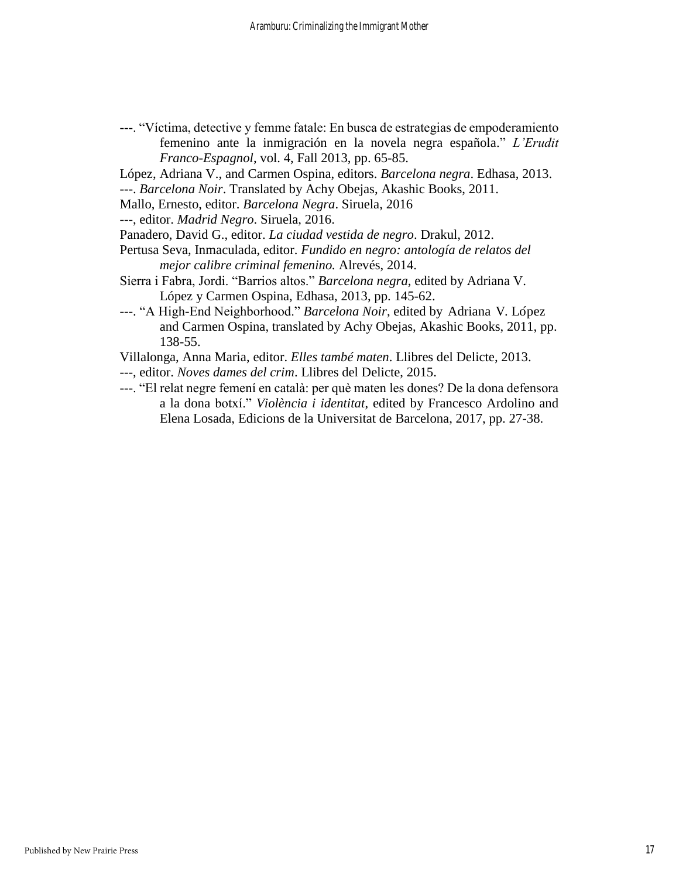---. "Víctima, detective y femme fatale: En busca de estrategias de empoderamiento femenino ante la inmigración en la novela negra española." *L'Erudit Franco-Espagnol*, vol. 4, Fall 2013, pp. 65-85.

López, Adriana V., and Carmen Ospina, editors. *Barcelona negra*. Edhasa, 2013.

---. *Barcelona Noir*. Translated by Achy Obejas, Akashic Books, 2011.

Mallo, Ernesto, editor. *Barcelona Negra*. Siruela, 2016

---, editor. *Madrid Negro*. Siruela, 2016.

Panadero, David G., editor. *La ciudad vestida de negro*. Drakul, 2012.

Pertusa Seva, Inmaculada, editor. *Fundido en negro: antología de relatos del mejor calibre criminal femenino.* Alrevés, 2014.

Sierra i Fabra, Jordi. "Barrios altos." *Barcelona negra*, edited by Adriana V. López y Carmen Ospina, Edhasa, 2013, pp. 145-62.

---. "A High-End Neighborhood." *Barcelona Noir*, edited by Adriana V. López and Carmen Ospina, translated by Achy Obejas, Akashic Books, 2011, pp. 138-55.

Villalonga, Anna Maria, editor. *Elles també maten*. Llibres del Delicte, 2013.

---, editor. *Noves dames del crim*. Llibres del Delicte, 2015.

---. "El relat negre femení en català: per què maten les dones? De la dona defensora a la dona botxí." *Violència i identitat*, edited by Francesco Ardolino and Elena Losada, Edicions de la Universitat de Barcelona, 2017, pp. 27-38.